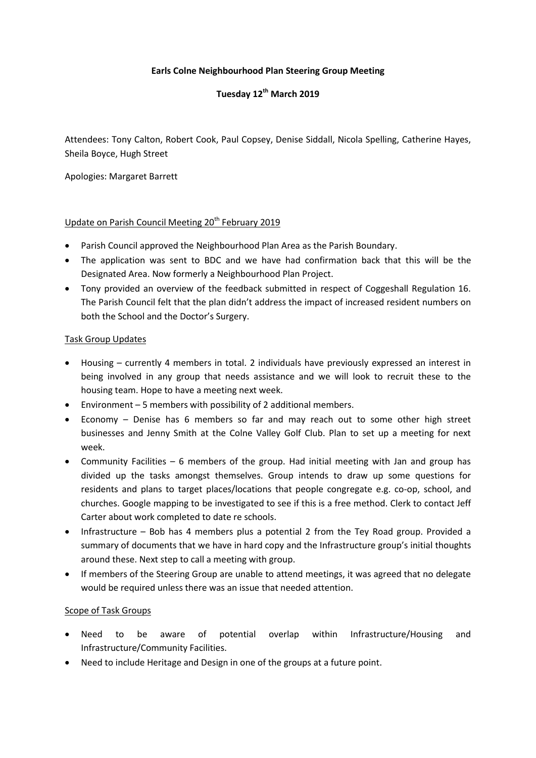**Earls Colne Neighbourhood Plan Steering Group Meeting**

**Tuesday 12th March 2019**

Attendees: Tony Calton, Robert Cook, Paul Copsey, Denise Siddall, Nicola Spelling, Catherine Hayes, Sheila Boyce, Hugh Street

Apologies: Margaret Barrett

Update on Parish Council Meeting 20th February 2019

- Parish Council approved the Neighbourhood Plan Area as the Parish Boundary.
- The application was sent to BDC and we have had confirmation back that this will be the Designated Area. Now formerly a Neighbourhood Plan Project.
- Tony provided an overview of the feedback submitted in respect of Coggeshall Regulation 16. The Parish Council felt that the plan didn't address the impact of increased resident numbers on both the School and the Doctor's Surgery.

Task Group Updates

- Housing – currently 4 members in total. 2 individuals have previously expressed an interest in being involved in any group that needs assistance and we will look to recruit these to the housing team. Hope to have a meeting next week.
- Environment – 5 members with possibility of 2 additional members.
- Economy – Denise has 6 members so far and may reach out to some other high street businesses and Jenny Smith at the Colne Valley Golf Club. Plan to set up a meeting for next week.
- Community Facilities – 6 members of the group. Had initial meeting with Jan and group has divided up the tasks amongst themselves. Group intends to draw up some questions for residents and plans to target places/locations that people congregate e.g. co-op, school, and churches. Google mapping to be investigated to see if this is a free method. Clerk to contact Jeff Carter about work completed to date re schools.
- Infrastructure – Bob has 4 members plus a potential 2 from the Tey Road group. Provided a summary of documents that we have in hard copy and the Infrastructure group's initial thoughts around these. Next step to call a meeting with group.
- If members of the Steering Group are unable to attend meetings, it was agreed that no delegate would be required unless there was an issue that needed attention.

Scope of Task Groups

- Need to be aware of potential overlap within Infrastructure/Housing and Infrastructure/Community Facilities.
- Need to include Heritage and Design in one of the groups at a future point.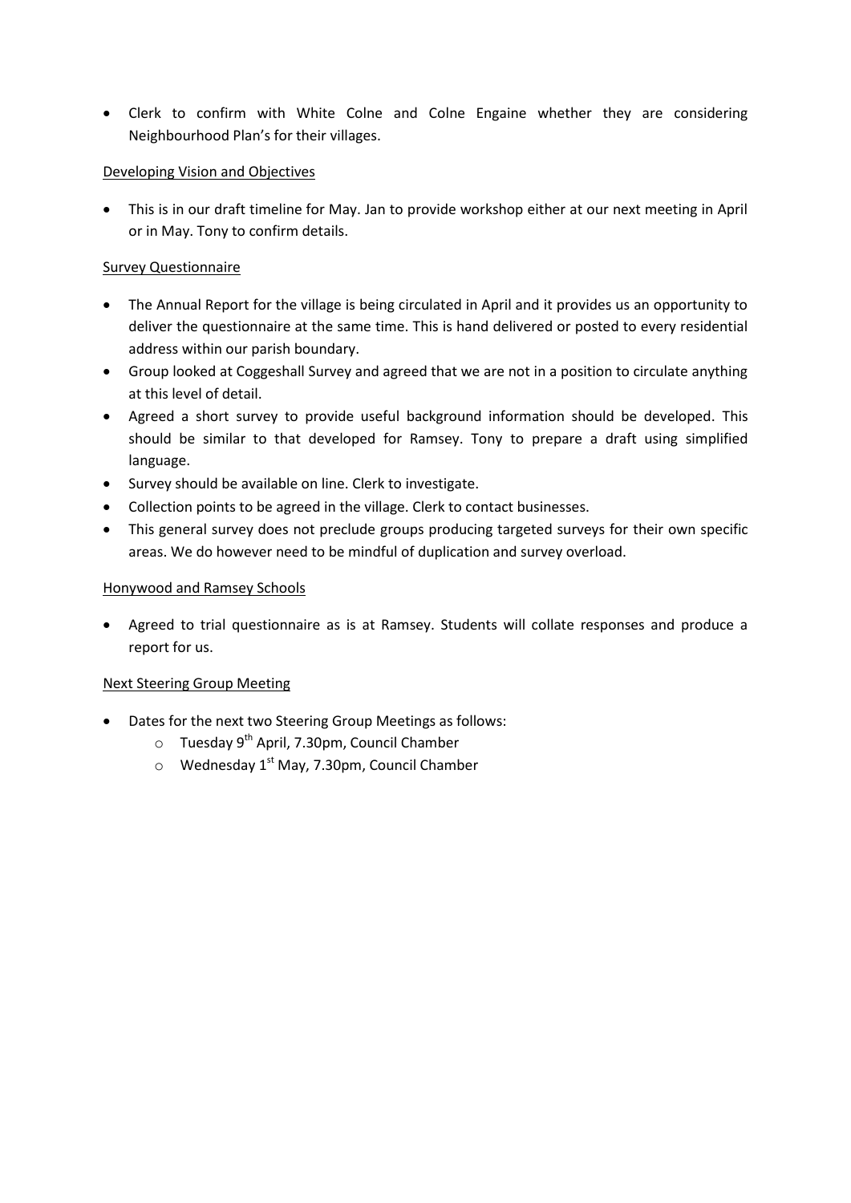- Clerk to confirm with White Colne and Colne Engaine whether they are considering Neighbourhood Plan's for their villages.

<u>Developing Vision and Objectives</u>

- This is in our draft timeline for May. Jan to provide workshop either at our next meeting in April or in May. Tony to confirm details.

<u>Survey Questionnaire</u>

- The Annual Report for the village is being circulated in April and it provides us an opportunity to deliver the questionnaire at the same time. This is hand delivered or posted to every residential address within our parish boundary.
- Group looked at Coggeshall Survey and agreed that we are not in a position to circulate anything at this level of detail.
- Agreed a short survey to provide useful background information should be developed. This should be similar to that developed for Ramsey. Tony to prepare a draft using simplified language.
- Survey should be available on line. Clerk to investigate.
- Collection points to be agreed in the village. Clerk to contact businesses.
- This general survey does not preclude groups producing targeted surveys for their own specific areas. We do however need to be mindful of duplication and survey overload.

<u>Honywood and Ramsey Schools</u>

- Agreed to trial questionnaire as is at Ramsey. Students will collate responses and produce a report for us.

<u>Next Steering Group Meeting</u>

- Dates for the next two Steering Group Meetings as follows:
  - Tuesday 9th April, 7.30pm, Council Chamber
  - Wednesday 1st May, 7.30pm, Council Chamber